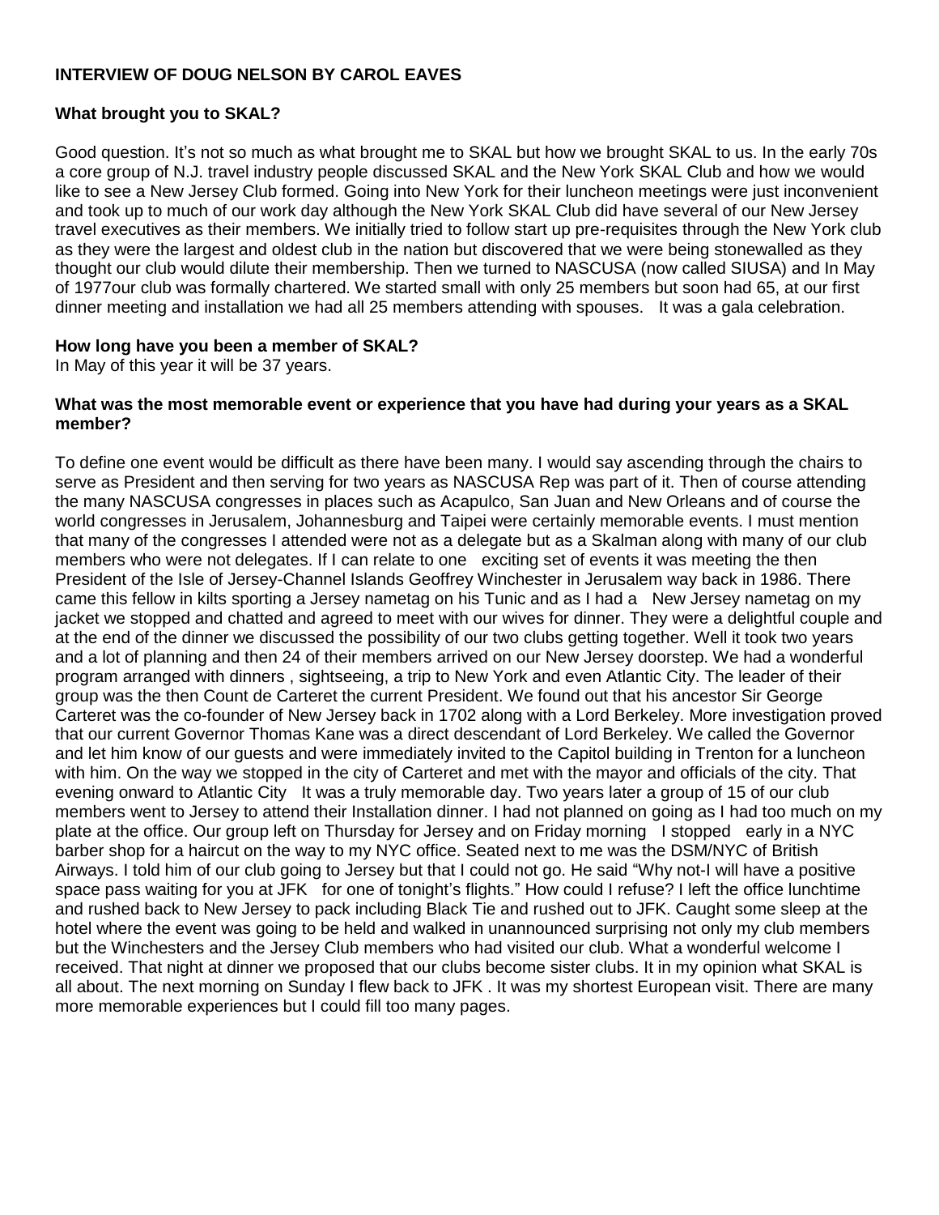**INTERVIEW OF DOUG NELSON BY CAROL EAVES**

**What brought you to SKAL?**

Good question. It's not so much as what brought me to SKAL but how we brought SKAL to us. In the early 70s a core group of N.J. travel industry people discussed SKAL and the New York SKAL Club and how we would like to see a New Jersey Club formed. Going into New York for their luncheon meetings were just inconvenient and took up to much of our work day although the New York SKAL Club did have several of our New Jersey travel executives as their members. We initially tried to follow start up pre-requisites through the New York club as they were the largest and oldest club in the nation but discovered that we were being stonewalled as they thought our club would dilute their membership. Then we turned to NASCUSA (now called SIUSA) and In May of 1977our club was formally chartered. We started small with only 25 members but soon had 65, at our first dinner meeting and installation we had all 25 members attending with spouses. It was a gala celebration.

**How long have you been a member of SKAL?**

In May of this year it will be 37 years.

**What was the most memorable event or experience that you have had during your years as a SKAL member?**

To define one event would be difficult as there have been many. I would say ascending through the chairs to serve as President and then serving for two years as NASCUSA Rep was part of it. Then of course attending the many NASCUSA congresses in places such as Acapulco, San Juan and New Orleans and of course the world congresses in Jerusalem, Johannesburg and Taipei were certainly memorable events. I must mention that many of the congresses I attended were not as a delegate but as a Skalman along with many of our club members who were not delegates. If I can relate to one exciting set of events it was meeting the then President of the Isle of Jersey-Channel Islands Geoffrey Winchester in Jerusalem way back in 1986. There came this fellow in kilts sporting a Jersey nametag on his Tunic and as I had a New Jersey nametag on my jacket we stopped and chatted and agreed to meet with our wives for dinner. They were a delightful couple and at the end of the dinner we discussed the possibility of our two clubs getting together. Well it took two years and a lot of planning and then 24 of their members arrived on our New Jersey doorstep. We had a wonderful program arranged with dinners , sightseeing, a trip to New York and even Atlantic City. The leader of their group was the then Count de Carteret the current President. We found out that his ancestor Sir George Carteret was the co-founder of New Jersey back in 1702 along with a Lord Berkeley. More investigation proved that our current Governor Thomas Kane was a direct descendant of Lord Berkeley. We called the Governor and let him know of our guests and were immediately invited to the Capitol building in Trenton for a luncheon with him. On the way we stopped in the city of Carteret and met with the mayor and officials of the city. That evening onward to Atlantic City It was a truly memorable day. Two years later a group of 15 of our club members went to Jersey to attend their Installation dinner. I had not planned on going as I had too much on my plate at the office. Our group left on Thursday for Jersey and on Friday morning I stopped early in a NYC barber shop for a haircut on the way to my NYC office. Seated next to me was the DSM/NYC of British Airways. I told him of our club going to Jersey but that I could not go. He said "Why not-I will have a positive space pass waiting for you at JFK for one of tonight's flights." How could I refuse? I left the office lunchtime and rushed back to New Jersey to pack including Black Tie and rushed out to JFK. Caught some sleep at the hotel where the event was going to be held and walked in unannounced surprising not only my club members but the Winchesters and the Jersey Club members who had visited our club. What a wonderful welcome I received. That night at dinner we proposed that our clubs become sister clubs. It in my opinion what SKAL is all about. The next morning on Sunday I flew back to JFK . It was my shortest European visit. There are many more memorable experiences but I could fill too many pages.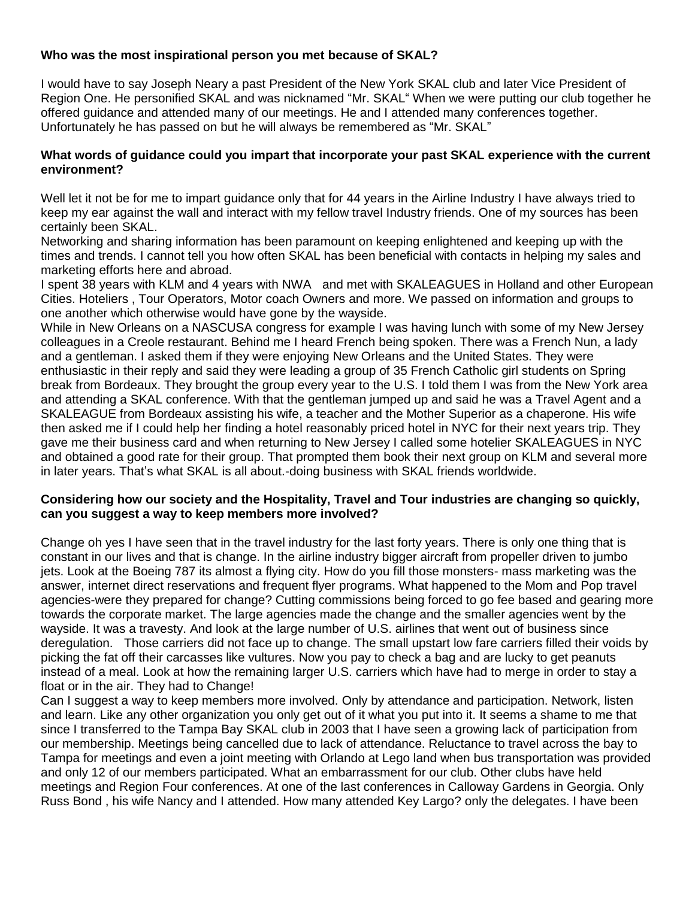**Who was the most inspirational person you met because of SKAL?**

I would have to say Joseph Neary a past President of the New York SKAL club and later Vice President of Region One. He personified SKAL and was nicknamed "Mr. SKAL" When we were putting our club together he offered guidance and attended many of our meetings. He and I attended many conferences together. Unfortunately he has passed on but he will always be remembered as "Mr. SKAL"

**What words of guidance could you impart that incorporate your past SKAL experience with the current environment?**

Well let it not be for me to impart guidance only that for 44 years in the Airline Industry I have always tried to keep my ear against the wall and interact with my fellow travel Industry friends. One of my sources has been certainly been SKAL.

Networking and sharing information has been paramount on keeping enlightened and keeping up with the times and trends. I cannot tell you how often SKAL has been beneficial with contacts in helping my sales and marketing efforts here and abroad.

I spent 38 years with KLM and 4 years with NWA and met with SKALEAGUES in Holland and other European Cities. Hoteliers , Tour Operators, Motor coach Owners and more. We passed on information and groups to one another which otherwise would have gone by the wayside.

While in New Orleans on a NASCUSA congress for example I was having lunch with some of my New Jersey colleagues in a Creole restaurant. Behind me I heard French being spoken. There was a French Nun, a lady and a gentleman. I asked them if they were enjoying New Orleans and the United States. They were enthusiastic in their reply and said they were leading a group of 35 French Catholic girl students on Spring break from Bordeaux. They brought the group every year to the U.S. I told them I was from the New York area and attending a SKAL conference. With that the gentleman jumped up and said he was a Travel Agent and a SKALEAGUE from Bordeaux assisting his wife, a teacher and the Mother Superior as a chaperone. His wife then asked me if I could help her finding a hotel reasonably priced hotel in NYC for their next years trip. They gave me their business card and when returning to New Jersey I called some hotelier SKALEAGUES in NYC and obtained a good rate for their group. That prompted them book their next group on KLM and several more in later years. That's what SKAL is all about.-doing business with SKAL friends worldwide.

**Considering how our society and the Hospitality, Travel and Tour industries are changing so quickly, can you suggest a way to keep members more involved?**

Change oh yes I have seen that in the travel industry for the last forty years. There is only one thing that is constant in our lives and that is change. In the airline industry bigger aircraft from propeller driven to jumbo jets. Look at the Boeing 787 its almost a flying city. How do you fill those monsters- mass marketing was the answer, internet direct reservations and frequent flyer programs. What happened to the Mom and Pop travel agencies-were they prepared for change? Cutting commissions being forced to go fee based and gearing more towards the corporate market. The large agencies made the change and the smaller agencies went by the wayside. It was a travesty. And look at the large number of U.S. airlines that went out of business since deregulation. Those carriers did not face up to change. The small upstart low fare carriers filled their voids by picking the fat off their carcasses like vultures. Now you pay to check a bag and are lucky to get peanuts instead of a meal. Look at how the remaining larger U.S. carriers which have had to merge in order to stay a float or in the air. They had to Change!

Can I suggest a way to keep members more involved. Only by attendance and participation. Network, listen and learn. Like any other organization you only get out of it what you put into it. It seems a shame to me that since I transferred to the Tampa Bay SKAL club in 2003 that I have seen a growing lack of participation from our membership. Meetings being cancelled due to lack of attendance. Reluctance to travel across the bay to Tampa for meetings and even a joint meeting with Orlando at Lego land when bus transportation was provided and only 12 of our members participated. What an embarrassment for our club. Other clubs have held meetings and Region Four conferences. At one of the last conferences in Calloway Gardens in Georgia. Only Russ Bond , his wife Nancy and I attended. How many attended Key Largo? only the delegates. I have been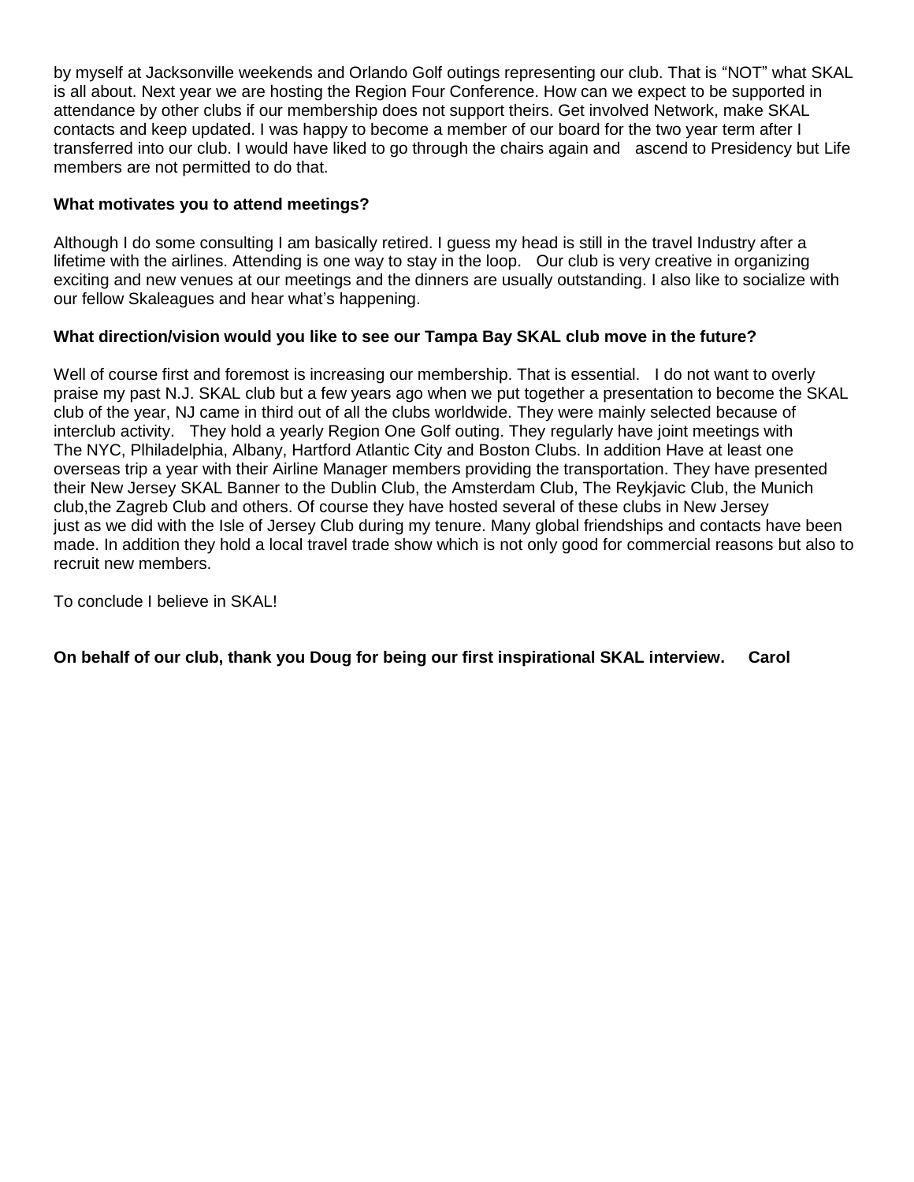by myself at Jacksonville weekends and Orlando Golf outings representing our club. That is "NOT" what SKAL is all about. Next year we are hosting the Region Four Conference. How can we expect to be supported in attendance by other clubs if our membership does not support theirs. Get involved Network, make SKAL contacts and keep updated. I was happy to become a member of our board for the two year term after I transferred into our club. I would have liked to go through the chairs again and ascend to Presidency but Life members are not permitted to do that.

**What motivates you to attend meetings?**

Although I do some consulting I am basically retired. I guess my head is still in the travel Industry after a lifetime with the airlines. Attending is one way to stay in the loop. Our club is very creative in organizing exciting and new venues at our meetings and the dinners are usually outstanding. I also like to socialize with our fellow Skaleagues and hear what's happening.

**What direction/vision would you like to see our Tampa Bay SKAL club move in the future?**

Well of course first and foremost is increasing our membership. That is essential. I do not want to overly praise my past N.J. SKAL club but a few years ago when we put together a presentation to become the SKAL club of the year, NJ came in third out of all the clubs worldwide. They were mainly selected because of interclub activity. They hold a yearly Region One Golf outing. They regularly have joint meetings with The NYC, Plhiladelphia, Albany, Hartford Atlantic City and Boston Clubs. In addition Have at least one overseas trip a year with their Airline Manager members providing the transportation. They have presented their New Jersey SKAL Banner to the Dublin Club, the Amsterdam Club, The Reykjavic Club, the Munich club,the Zagreb Club and others. Of course they have hosted several of these clubs in New Jersey just as we did with the Isle of Jersey Club during my tenure. Many global friendships and contacts have been made. In addition they hold a local travel trade show which is not only good for commercial reasons but also to recruit new members.

To conclude I believe in SKAL!

**On behalf of our club, thank you Doug for being our first inspirational SKAL interview. Carol**